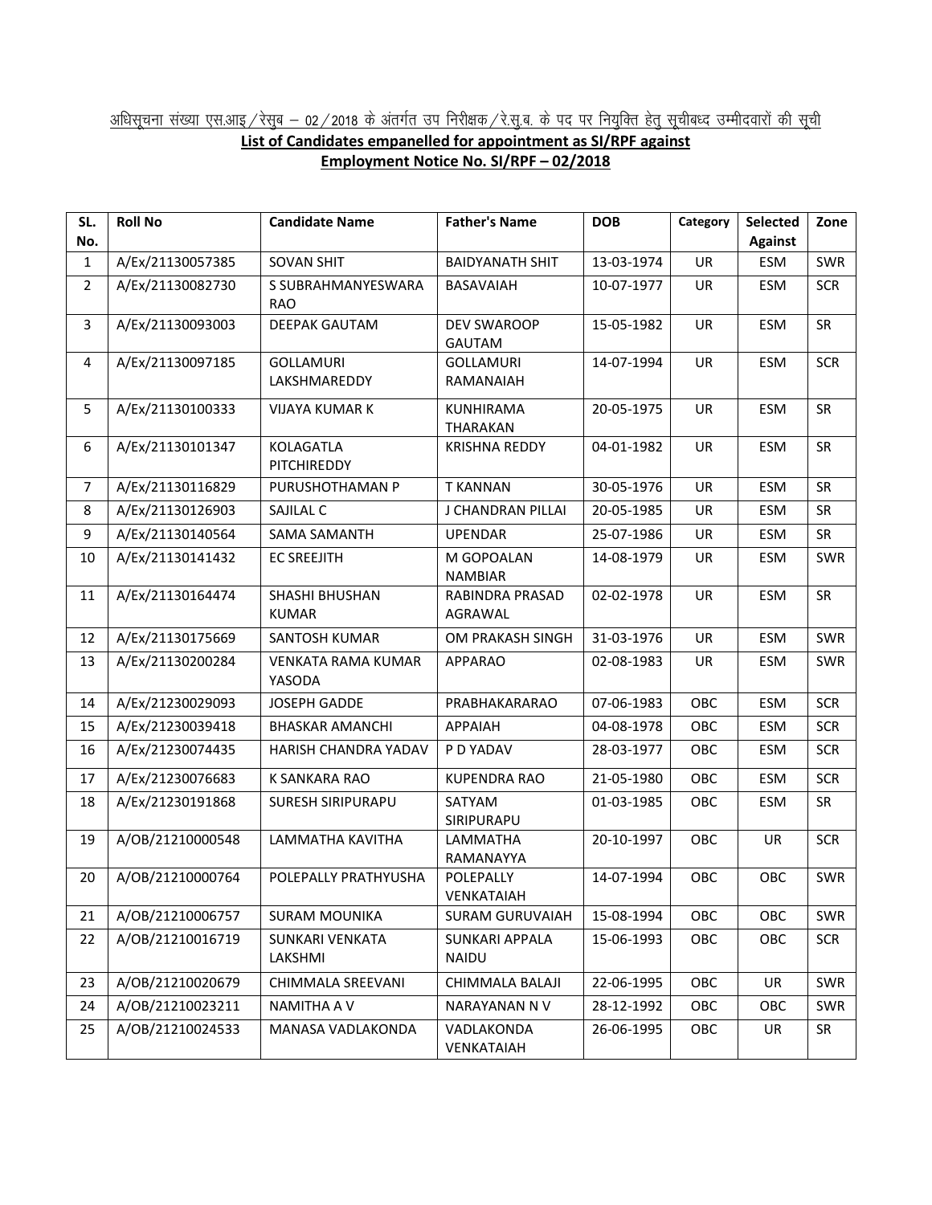अधिसूचना संख्या एस.आइ /रेसुब – 02/2018 के अंतर्गत उप निरीक्षक/रे.सु.ब. के पद पर नियुक्ति हेतु सूचीबध्द उम्मीदवारों की सूची

**List of Candidates empanelled for appointment as SI/RPF against Employment Notice No. SI/RPF – 02/2018**

| SL. No. | Roll No | Candidate Name | Father's Name | DOB | Category | Selected Against | Zone |
|---|---|---|---|---|---|---|---|
| 1 | A/Ex/21130057385 | SOVAN SHIT | BAIDYANATH SHIT | 13-03-1974 | UR | ESM | SWR |
| 2 | A/Ex/21130082730 | S SUBRAHMANYESWARA RAO | BASAVAIAH | 10-07-1977 | UR | ESM | SCR |
| 3 | A/Ex/21130093003 | DEEPAK GAUTAM | DEV SWAROOP GAUTAM | 15-05-1982 | UR | ESM | SR |
| 4 | A/Ex/21130097185 | GOLLAMURI LAKSHMAREDDY | GOLLAMURI RAMANAIAH | 14-07-1994 | UR | ESM | SCR |
| 5 | A/Ex/21130100333 | VIJAYA KUMAR K | KUNHIRAMA THARAKAN | 20-05-1975 | UR | ESM | SR |
| 6 | A/Ex/21130101347 | KOLAGATLA PITCHIREDDY | KRISHNA REDDY | 04-01-1982 | UR | ESM | SR |
| 7 | A/Ex/21130116829 | PURUSHOTHAMAN P | T KANNAN | 30-05-1976 | UR | ESM | SR |
| 8 | A/Ex/21130126903 | SAJILAL C | J CHANDRAN PILLAI | 20-05-1985 | UR | ESM | SR |
| 9 | A/Ex/21130140564 | SAMA SAMANTH | UPENDAR | 25-07-1986 | UR | ESM | SR |
| 10 | A/Ex/21130141432 | EC SREEJITH | M GOPOALAN NAMBIAR | 14-08-1979 | UR | ESM | SWR |
| 11 | A/Ex/21130164474 | SHASHI BHUSHAN KUMAR | RABINDRA PRASAD AGRAWAL | 02-02-1978 | UR | ESM | SR |
| 12 | A/Ex/21130175669 | SANTOSH KUMAR | OM PRAKASH SINGH | 31-03-1976 | UR | ESM | SWR |
| 13 | A/Ex/21130200284 | VENKATA RAMA KUMAR YASODA | APPARAO | 02-08-1983 | UR | ESM | SWR |
| 14 | A/Ex/21230029093 | JOSEPH GADDE | PRABHAKARARAO | 07-06-1983 | OBC | ESM | SCR |
| 15 | A/Ex/21230039418 | BHASKAR AMANCHI | APPAIAH | 04-08-1978 | OBC | ESM | SCR |
| 16 | A/Ex/21230074435 | HARISH CHANDRA YADAV | P D YADAV | 28-03-1977 | OBC | ESM | SCR |
| 17 | A/Ex/21230076683 | K SANKARA RAO | KUPENDRA RAO | 21-05-1980 | OBC | ESM | SCR |
| 18 | A/Ex/21230191868 | SURESH SIRIPURAPU | SATYAM SIRIPURAPU | 01-03-1985 | OBC | ESM | SR |
| 19 | A/OB/21210000548 | LAMMATHA KAVITHA | LAMMATHA RAMANAYYA | 20-10-1997 | OBC | UR | SCR |
| 20 | A/OB/21210000764 | POLEPALLY PRATHYUSHA | POLEPALLY VENKATAIAH | 14-07-1994 | OBC | OBC | SWR |
| 21 | A/OB/21210006757 | SURAM MOUNIKA | SURAM GURUVAIAH | 15-08-1994 | OBC | OBC | SWR |
| 22 | A/OB/21210016719 | SUNKARI VENKATA LAKSHMI | SUNKARI APPALA NAIDU | 15-06-1993 | OBC | OBC | SCR |
| 23 | A/OB/21210020679 | CHIMMALA SREEVANI | CHIMMALA BALAJI | 22-06-1995 | OBC | UR | SWR |
| 24 | A/OB/21210023211 | NAMITHA A V | NARAYANAN N V | 28-12-1992 | OBC | OBC | SWR |
| 25 | A/OB/21210024533 | MANASA VADLAKONDA | VADLAKONDA VENKATAIAH | 26-06-1995 | OBC | UR | SR |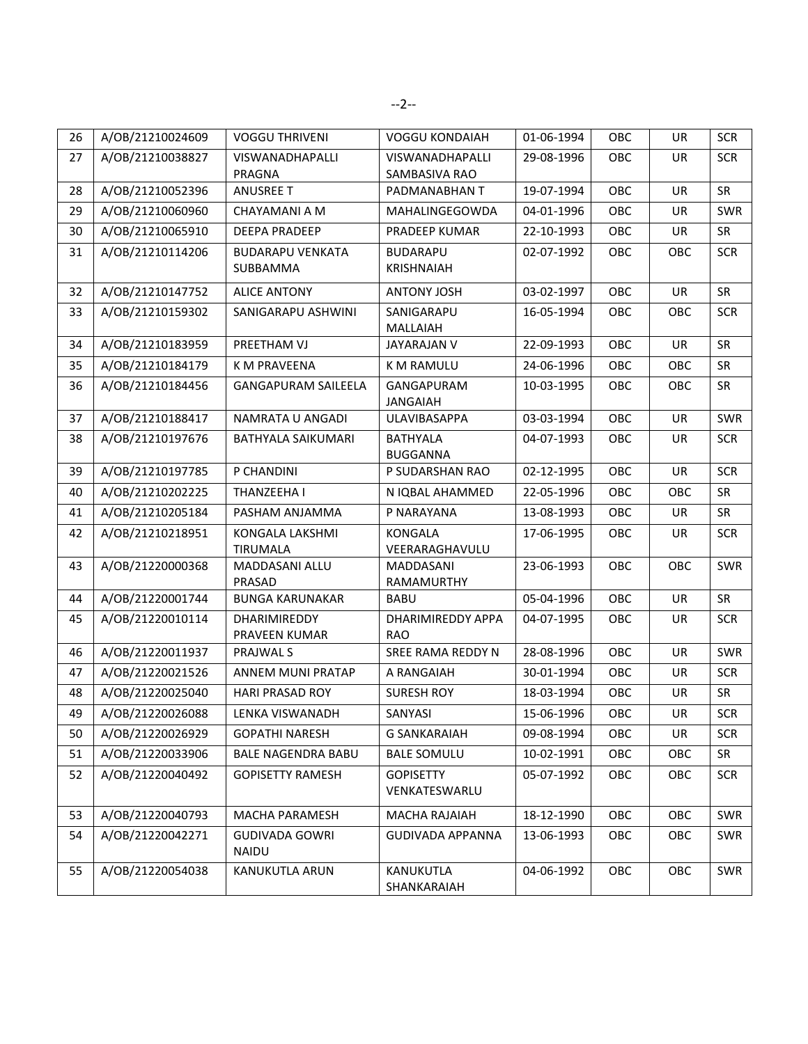| 26 | A/OB/21210024609 | VOGGU THRIVENI | VOGGU KONDAIAH | 01-06-1994 | OBC | UR | SCR |
|---|---|---|---|---|---|---|---|
| 27 | A/OB/21210038827 | VISWANADHAPALLI PRAGNA | VISWANADHAPALLI SAMBASIVA RAO | 29-08-1996 | OBC | UR | SCR |
| 28 | A/OB/21210052396 | ANUSREE T | PADMANABHAN T | 19-07-1994 | OBC | UR | SR |
| 29 | A/OB/21210060960 | CHAYAMANI A M | MAHALINGEGOWDA | 04-01-1996 | OBC | UR | SWR |
| 30 | A/OB/21210065910 | DEEPA PRADEEP | PRADEEP KUMAR | 22-10-1993 | OBC | UR | SR |
| 31 | A/OB/21210114206 | BUDARAPU VENKATA SUBBAMMA | BUDARAPU KRISHNAIAH | 02-07-1992 | OBC | OBC | SCR |
| 32 | A/OB/21210147752 | ALICE ANTONY | ANTONY JOSH | 03-02-1997 | OBC | UR | SR |
| 33 | A/OB/21210159302 | SANIGARAPU ASHWINI | SANIGARAPU MALLAIAH | 16-05-1994 | OBC | OBC | SCR |
| 34 | A/OB/21210183959 | PREETHAM VJ | JAYARAJAN V | 22-09-1993 | OBC | UR | SR |
| 35 | A/OB/21210184179 | K M PRAVEENA | K M RAMULU | 24-06-1996 | OBC | OBC | SR |
| 36 | A/OB/21210184456 | GANGAPURAM SAILEELA | GANGAPURAM JANGAIAH | 10-03-1995 | OBC | OBC | SR |
| 37 | A/OB/21210188417 | NAMRATA U ANGADI | ULAVIBASAPPA | 03-03-1994 | OBC | UR | SWR |
| 38 | A/OB/21210197676 | BATHYALA SAIKUMARI | BATHYALA BUGGANNA | 04-07-1993 | OBC | UR | SCR |
| 39 | A/OB/21210197785 | P CHANDINI | P SUDARSHAN RAO | 02-12-1995 | OBC | UR | SCR |
| 40 | A/OB/21210202225 | THANZEEHA I | N IQBAL AHAMMED | 22-05-1996 | OBC | OBC | SR |
| 41 | A/OB/21210205184 | PASHAM ANJAMMA | P NARAYANA | 13-08-1993 | OBC | UR | SR |
| 42 | A/OB/21210218951 | KONGALA LAKSHMI TIRUMALA | KONGALA VEERARAGHAVULU | 17-06-1995 | OBC | UR | SCR |
| 43 | A/OB/21220000368 | MADDASANI ALLU PRASAD | MADDASANI RAMAMURTHY | 23-06-1993 | OBC | OBC | SWR |
| 44 | A/OB/21220001744 | BUNGA KARUNAKAR | BABU | 05-04-1996 | OBC | UR | SR |
| 45 | A/OB/21220010114 | DHARIMIREDDY PRAVEEN KUMAR | DHARIMIREDDY APPA RAO | 04-07-1995 | OBC | UR | SCR |
| 46 | A/OB/21220011937 | PRAJWAL S | SREE RAMA REDDY N | 28-08-1996 | OBC | UR | SWR |
| 47 | A/OB/21220021526 | ANNEM MUNI PRATAP | A RANGAIAH | 30-01-1994 | OBC | UR | SCR |
| 48 | A/OB/21220025040 | HARI PRASAD ROY | SURESH ROY | 18-03-1994 | OBC | UR | SR |
| 49 | A/OB/21220026088 | LENKA VISWANADH | SANYASI | 15-06-1996 | OBC | UR | SCR |
| 50 | A/OB/21220026929 | GOPATHI NARESH | G SANKARAIAH | 09-08-1994 | OBC | UR | SCR |
| 51 | A/OB/21220033906 | BALE NAGENDRA BABU | BALE SOMULU | 10-02-1991 | OBC | OBC | SR |
| 52 | A/OB/21220040492 | GOPISETTY RAMESH | GOPISETTY VENKATESWARLU | 05-07-1992 | OBC | OBC | SCR |
| 53 | A/OB/21220040793 | MACHA PARAMESH | MACHA RAJAIAH | 18-12-1990 | OBC | OBC | SWR |
| 54 | A/OB/21220042271 | GUDIVADA GOWRI NAIDU | GUDIVADA APPANNA | 13-06-1993 | OBC | OBC | SWR |
| 55 | A/OB/21220054038 | KANUKUTLA ARUN | KANUKUTLA SHANKARAIAH | 04-06-1992 | OBC | OBC | SWR |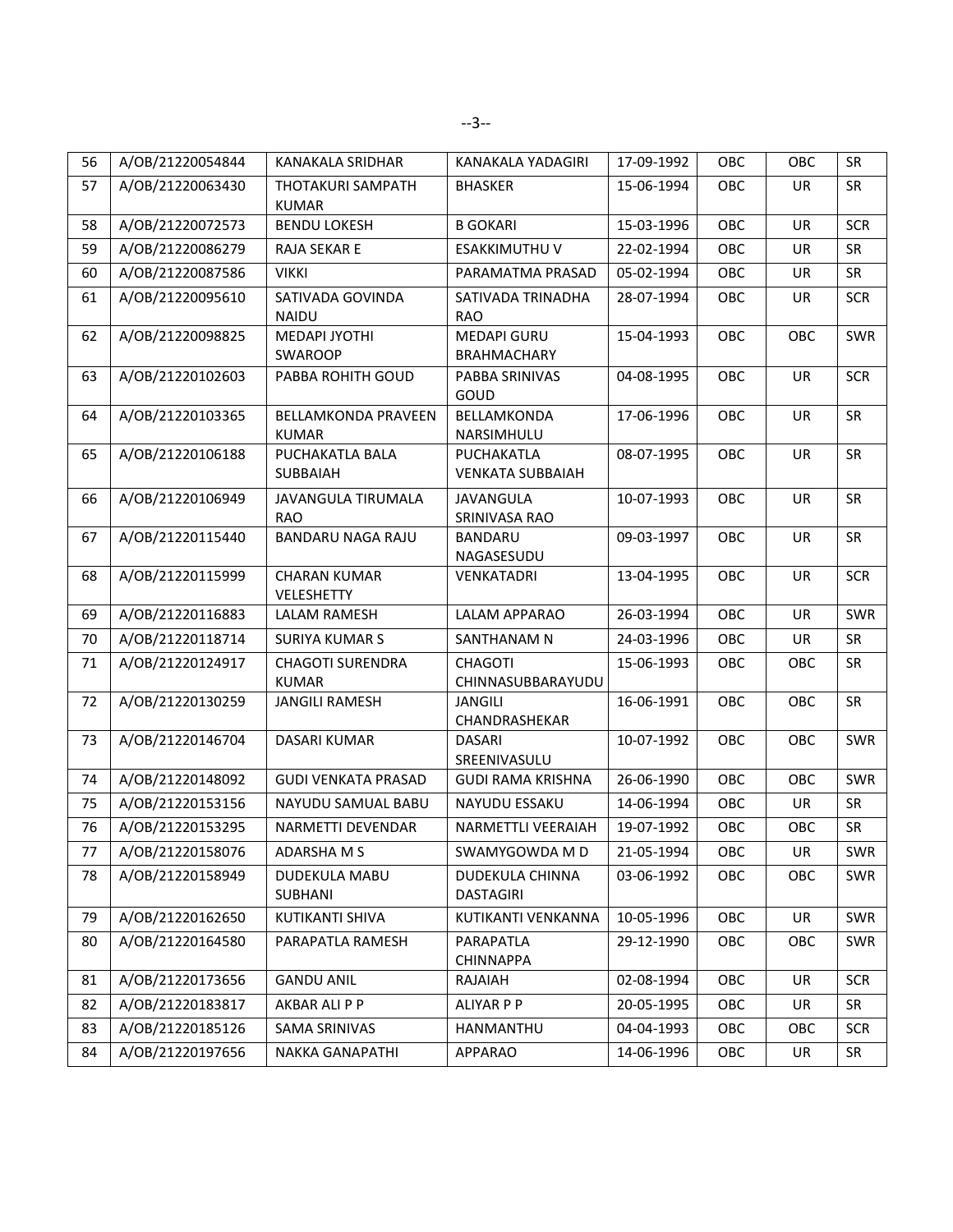| 56 | A/OB/21220054844 | KANAKALA SRIDHAR | KANAKALA YADAGIRI | 17-09-1992 | OBC | OBC | SR |
|---|---|---|---|---|---|---|---|
| 57 | A/OB/21220063430 | THOTAKURI SAMPATH KUMAR | BHASKER | 15-06-1994 | OBC | UR | SR |
| 58 | A/OB/21220072573 | BENDU LOKESH | B GOKARI | 15-03-1996 | OBC | UR | SCR |
| 59 | A/OB/21220086279 | RAJA SEKAR E | ESAKKIMUTHU V | 22-02-1994 | OBC | UR | SR |
| 60 | A/OB/21220087586 | VIKKI | PARAMATMA PRASAD | 05-02-1994 | OBC | UR | SR |
| 61 | A/OB/21220095610 | SATIVADA GOVINDA NAIDU | SATIVADA TRINADHA RAO | 28-07-1994 | OBC | UR | SCR |
| 62 | A/OB/21220098825 | MEDAPI JYOTHI SWAROOP | MEDAPI GURU BRAHMACHARY | 15-04-1993 | OBC | OBC | SWR |
| 63 | A/OB/21220102603 | PABBA ROHITH GOUD | PABBA SRINIVAS GOUD | 04-08-1995 | OBC | UR | SCR |
| 64 | A/OB/21220103365 | BELLAMKONDA PRAVEEN KUMAR | BELLAMKONDA NARSIMHULU | 17-06-1996 | OBC | UR | SR |
| 65 | A/OB/21220106188 | PUCHAKATLA BALA SUBBAIAH | PUCHAKATLA VENKATA SUBBAIAH | 08-07-1995 | OBC | UR | SR |
| 66 | A/OB/21220106949 | JAVANGULA TIRUMALA RAO | JAVANGULA SRINIVASA RAO | 10-07-1993 | OBC | UR | SR |
| 67 | A/OB/21220115440 | BANDARU NAGA RAJU | BANDARU NAGASESUDU | 09-03-1997 | OBC | UR | SR |
| 68 | A/OB/21220115999 | CHARAN KUMAR VELESHETTY | VENKATADRI | 13-04-1995 | OBC | UR | SCR |
| 69 | A/OB/21220116883 | LALAM RAMESH | LALAM APPARAO | 26-03-1994 | OBC | UR | SWR |
| 70 | A/OB/21220118714 | SURIYA KUMAR S | SANTHANAM N | 24-03-1996 | OBC | UR | SR |
| 71 | A/OB/21220124917 | CHAGOTI SURENDRA KUMAR | CHAGOTI CHINNASUBBARAYUDU | 15-06-1993 | OBC | OBC | SR |
| 72 | A/OB/21220130259 | JANGILI RAMESH | JANGILI CHANDRASHEKAR | 16-06-1991 | OBC | OBC | SR |
| 73 | A/OB/21220146704 | DASARI KUMAR | DASARI SREENIVASULU | 10-07-1992 | OBC | OBC | SWR |
| 74 | A/OB/21220148092 | GUDI VENKATA PRASAD | GUDI RAMA KRISHNA | 26-06-1990 | OBC | OBC | SWR |
| 75 | A/OB/21220153156 | NAYUDU SAMUAL BABU | NAYUDU ESSAKU | 14-06-1994 | OBC | UR | SR |
| 76 | A/OB/21220153295 | NARMETTI DEVENDAR | NARMETTLI VEERAIAH | 19-07-1992 | OBC | OBC | SR |
| 77 | A/OB/21220158076 | ADARSHA M S | SWAMYGOWDA M D | 21-05-1994 | OBC | UR | SWR |
| 78 | A/OB/21220158949 | DUDEKULA MABU SUBHANI | DUDEKULA CHINNA DASTAGIRI | 03-06-1992 | OBC | OBC | SWR |
| 79 | A/OB/21220162650 | KUTIKANTI SHIVA | KUTIKANTI VENKANNA | 10-05-1996 | OBC | UR | SWR |
| 80 | A/OB/21220164580 | PARAPATLA RAMESH | PARAPATLA CHINNAPPA | 29-12-1990 | OBC | OBC | SWR |
| 81 | A/OB/21220173656 | GANDU ANIL | RAJAIAH | 02-08-1994 | OBC | UR | SCR |
| 82 | A/OB/21220183817 | AKBAR ALI P P | ALIYAR P P | 20-05-1995 | OBC | UR | SR |
| 83 | A/OB/21220185126 | SAMA SRINIVAS | HANMANTHU | 04-04-1993 | OBC | OBC | SCR |
| 84 | A/OB/21220197656 | NAKKA GANAPATHI | APPARAO | 14-06-1996 | OBC | UR | SR |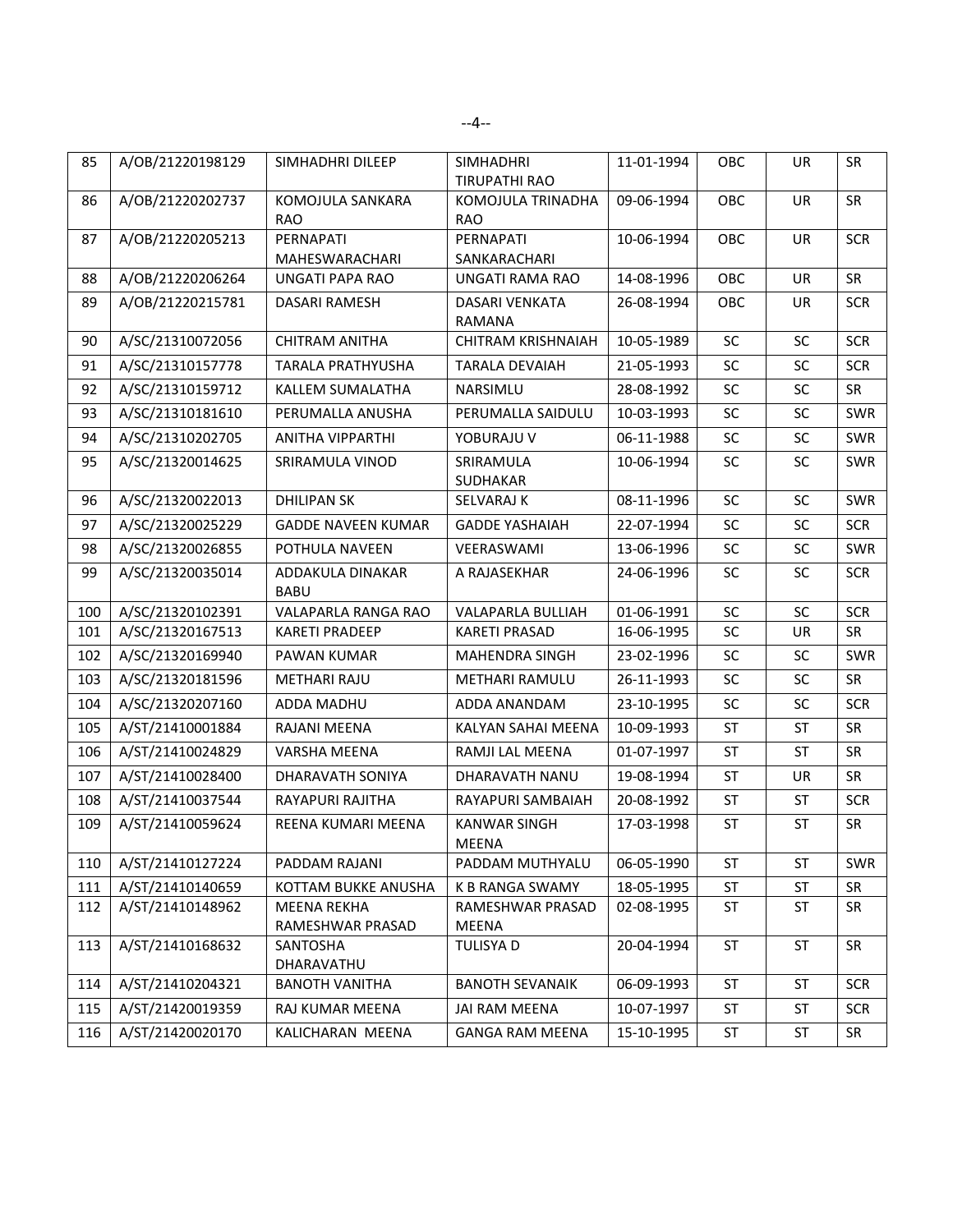| 85 | A/OB/21220198129 | SIMHADHRI DILEEP | SIMHADHRI TIRUPATHI RAO | 11-01-1994 | OBC | UR | SR |
|---|---|---|---|---|---|---|---|
| 86 | A/OB/21220202737 | KOMOJULA SANKARA RAO | KOMOJULA TRINADHA RAO | 09-06-1994 | OBC | UR | SR |
| 87 | A/OB/21220205213 | PERNAPATI MAHESWARACHARI | PERNAPATI SANKARACHARI | 10-06-1994 | OBC | UR | SCR |
| 88 | A/OB/21220206264 | UNGATI PAPA RAO | UNGATI RAMA RAO | 14-08-1996 | OBC | UR | SR |
| 89 | A/OB/21220215781 | DASARI RAMESH | DASARI VENKATA RAMANA | 26-08-1994 | OBC | UR | SCR |
| 90 | A/SC/21310072056 | CHITRAM ANITHA | CHITRAM KRISHNAIAH | 10-05-1989 | SC | SC | SCR |
| 91 | A/SC/21310157778 | TARALA PRATHYUSHA | TARALA DEVAIAH | 21-05-1993 | SC | SC | SCR |
| 92 | A/SC/21310159712 | KALLEM SUMALATHA | NARSIMLU | 28-08-1992 | SC | SC | SR |
| 93 | A/SC/21310181610 | PERUMALLA ANUSHA | PERUMALLA SAIDULU | 10-03-1993 | SC | SC | SWR |
| 94 | A/SC/21310202705 | ANITHA VIPPARTHI | YOBURAJU V | 06-11-1988 | SC | SC | SWR |
| 95 | A/SC/21320014625 | SRIRAMULA VINOD | SRIRAMULA SUDHAKAR | 10-06-1994 | SC | SC | SWR |
| 96 | A/SC/21320022013 | DHILIPAN SK | SELVARAJ K | 08-11-1996 | SC | SC | SWR |
| 97 | A/SC/21320025229 | GADDE NAVEEN KUMAR | GADDE YASHAIAH | 22-07-1994 | SC | SC | SCR |
| 98 | A/SC/21320026855 | POTHULA NAVEEN | VEERASWAMI | 13-06-1996 | SC | SC | SWR |
| 99 | A/SC/21320035014 | ADDAKULA DINAKAR BABU | A RAJASEKHAR | 24-06-1996 | SC | SC | SCR |
| 100 | A/SC/21320102391 | VALAPARLA RANGA RAO | VALAPARLA BULLIAH | 01-06-1991 | SC | SC | SCR |
| 101 | A/SC/21320167513 | KARETI PRADEEP | KARETI PRASAD | 16-06-1995 | SC | UR | SR |
| 102 | A/SC/21320169940 | PAWAN KUMAR | MAHENDRA SINGH | 23-02-1996 | SC | SC | SWR |
| 103 | A/SC/21320181596 | METHARI RAJU | METHARI RAMULU | 26-11-1993 | SC | SC | SR |
| 104 | A/SC/21320207160 | ADDA MADHU | ADDA ANANDAM | 23-10-1995 | SC | SC | SCR |
| 105 | A/ST/21410001884 | RAJANI MEENA | KALYAN SAHAI MEENA | 10-09-1993 | ST | ST | SR |
| 106 | A/ST/21410024829 | VARSHA MEENA | RAMJI LAL MEENA | 01-07-1997 | ST | ST | SR |
| 107 | A/ST/21410028400 | DHARAVATH SONIYA | DHARAVATH NANU | 19-08-1994 | ST | UR | SR |
| 108 | A/ST/21410037544 | RAYAPURI RAJITHA | RAYAPURI SAMBAIAH | 20-08-1992 | ST | ST | SCR |
| 109 | A/ST/21410059624 | REENA KUMARI MEENA | KANWAR SINGH MEENA | 17-03-1998 | ST | ST | SR |
| 110 | A/ST/21410127224 | PADDAM RAJANI | PADDAM MUTHYALU | 06-05-1990 | ST | ST | SWR |
| 111 | A/ST/21410140659 | KOTTAM BUKKE ANUSHA | K B RANGA SWAMY | 18-05-1995 | ST | ST | SR |
| 112 | A/ST/21410148962 | MEENA REKHA RAMESHWAR PRASAD | RAMESHWAR PRASAD MEENA | 02-08-1995 | ST | ST | SR |
| 113 | A/ST/21410168632 | SANTOSHA DHARAVATHU | TULISYA D | 20-04-1994 | ST | ST | SR |
| 114 | A/ST/21410204321 | BANOTH VANITHA | BANOTH SEVANAIK | 06-09-1993 | ST | ST | SCR |
| 115 | A/ST/21420019359 | RAJ KUMAR MEENA | JAI RAM MEENA | 10-07-1997 | ST | ST | SCR |
| 116 | A/ST/21420020170 | KALICHARAN MEENA | GANGA RAM MEENA | 15-10-1995 | ST | ST | SR |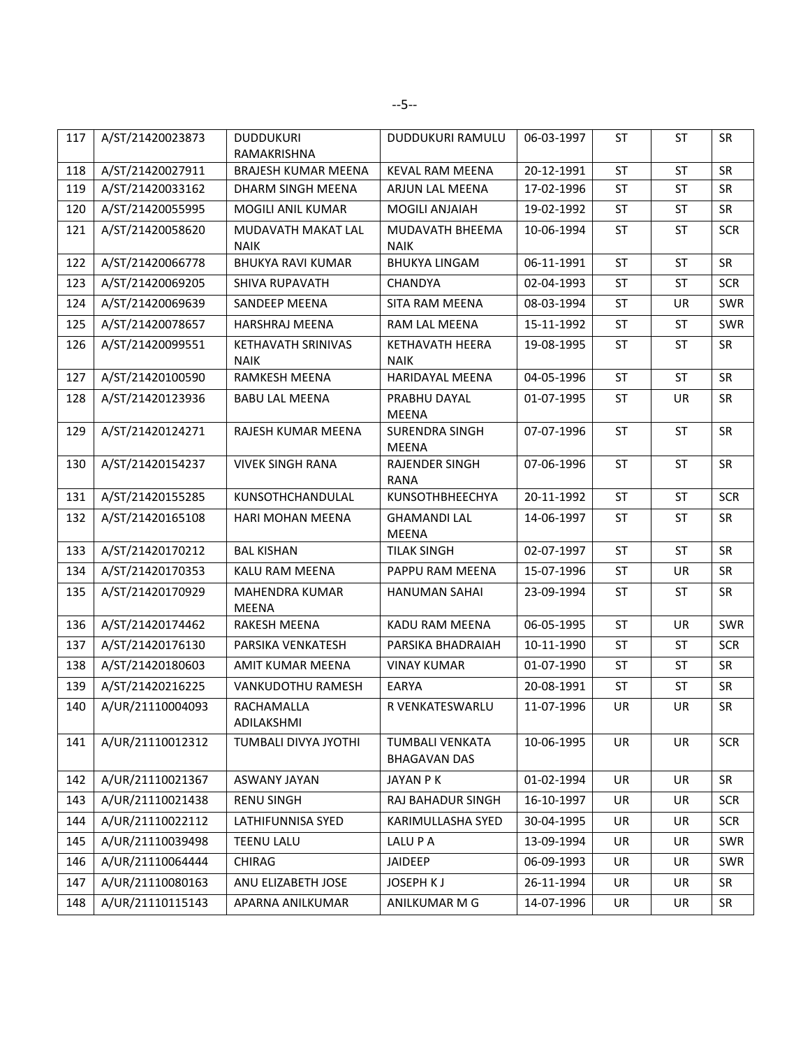| 117 | A/ST/21420023873 | DUDDUKURI RAMAKRISHNA | DUDDUKURI RAMULU | 06-03-1997 | ST | ST | SR |
|---|---|---|---|---|---|---|---|
| 118 | A/ST/21420027911 | BRAJESH KUMAR MEENA | KEVAL RAM MEENA | 20-12-1991 | ST | ST | SR |
| 119 | A/ST/21420033162 | DHARM SINGH MEENA | ARJUN LAL MEENA | 17-02-1996 | ST | ST | SR |
| 120 | A/ST/21420055995 | MOGILI ANIL KUMAR | MOGILI ANJAIAH | 19-02-1992 | ST | ST | SR |
| 121 | A/ST/21420058620 | MUDAVATH MAKAT LAL NAIK | MUDAVATH BHEEMA NAIK | 10-06-1994 | ST | ST | SCR |
| 122 | A/ST/21420066778 | BHUKYA RAVI KUMAR | BHUKYA LINGAM | 06-11-1991 | ST | ST | SR |
| 123 | A/ST/21420069205 | SHIVA RUPAVATH | CHANDYA | 02-04-1993 | ST | ST | SCR |
| 124 | A/ST/21420069639 | SANDEEP MEENA | SITA RAM MEENA | 08-03-1994 | ST | UR | SWR |
| 125 | A/ST/21420078657 | HARSHRAJ MEENA | RAM LAL MEENA | 15-11-1992 | ST | ST | SWR |
| 126 | A/ST/21420099551 | KETHAVATH SRINIVAS NAIK | KETHAVATH HEERA NAIK | 19-08-1995 | ST | ST | SR |
| 127 | A/ST/21420100590 | RAMKESH MEENA | HARIDAYAL MEENA | 04-05-1996 | ST | ST | SR |
| 128 | A/ST/21420123936 | BABU LAL MEENA | PRABHU DAYAL MEENA | 01-07-1995 | ST | UR | SR |
| 129 | A/ST/21420124271 | RAJESH KUMAR MEENA | SURENDRA SINGH MEENA | 07-07-1996 | ST | ST | SR |
| 130 | A/ST/21420154237 | VIVEK SINGH RANA | RAJENDER SINGH RANA | 07-06-1996 | ST | ST | SR |
| 131 | A/ST/21420155285 | KUNSOTHCHANDULAL | KUNSOTHBHEECHYA | 20-11-1992 | ST | ST | SCR |
| 132 | A/ST/21420165108 | HARI MOHAN MEENA | GHAMANDI LAL MEENA | 14-06-1997 | ST | ST | SR |
| 133 | A/ST/21420170212 | BAL KISHAN | TILAK SINGH | 02-07-1997 | ST | ST | SR |
| 134 | A/ST/21420170353 | KALU RAM MEENA | PAPPU RAM MEENA | 15-07-1996 | ST | UR | SR |
| 135 | A/ST/21420170929 | MAHENDRA KUMAR MEENA | HANUMAN SAHAI | 23-09-1994 | ST | ST | SR |
| 136 | A/ST/21420174462 | RAKESH MEENA | KADU RAM MEENA | 06-05-1995 | ST | UR | SWR |
| 137 | A/ST/21420176130 | PARSIKA VENKATESH | PARSIKA BHADRAIAH | 10-11-1990 | ST | ST | SCR |
| 138 | A/ST/21420180603 | AMIT KUMAR MEENA | VINAY KUMAR | 01-07-1990 | ST | ST | SR |
| 139 | A/ST/21420216225 | VANKUDOTHU RAMESH | EARYA | 20-08-1991 | ST | ST | SR |
| 140 | A/UR/21110004093 | RACHAMALLA ADILAKSHMI | R VENKATESWARLU | 11-07-1996 | UR | UR | SR |
| 141 | A/UR/21110012312 | TUMBALI DIVYA JYOTHI | TUMBALI VENKATA BHAGAVAN DAS | 10-06-1995 | UR | UR | SCR |
| 142 | A/UR/21110021367 | ASWANY JAYAN | JAYAN P K | 01-02-1994 | UR | UR | SR |
| 143 | A/UR/21110021438 | RENU SINGH | RAJ BAHADUR SINGH | 16-10-1997 | UR | UR | SCR |
| 144 | A/UR/21110022112 | LATHIFUNNISA SYED | KARIMULLASHA SYED | 30-04-1995 | UR | UR | SCR |
| 145 | A/UR/21110039498 | TEENU LALU | LALU P A | 13-09-1994 | UR | UR | SWR |
| 146 | A/UR/21110064444 | CHIRAG | JAIDEEP | 06-09-1993 | UR | UR | SWR |
| 147 | A/UR/21110080163 | ANU ELIZABETH JOSE | JOSEPH K J | 26-11-1994 | UR | UR | SR |
| 148 | A/UR/21110115143 | APARNA ANILKUMAR | ANILKUMAR M G | 14-07-1996 | UR | UR | SR |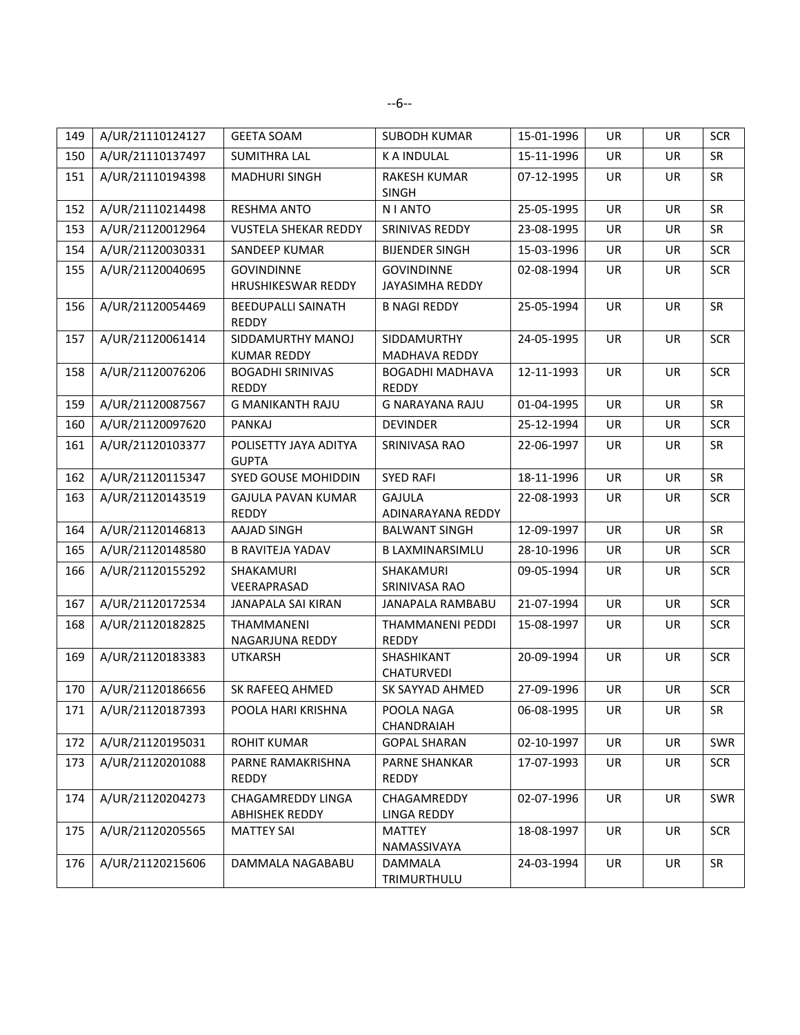| 149 | A/UR/21110124127 | GEETA SOAM | SUBODH KUMAR | 15-01-1996 | UR | UR | SCR |
|---|---|---|---|---|---|---|---|
| 150 | A/UR/21110137497 | SUMITHRA LAL | K A INDULAL | 15-11-1996 | UR | UR | SR |
| 151 | A/UR/21110194398 | MADHURI SINGH | RAKESH KUMAR SINGH | 07-12-1995 | UR | UR | SR |
| 152 | A/UR/21110214498 | RESHMA ANTO | N I ANTO | 25-05-1995 | UR | UR | SR |
| 153 | A/UR/21120012964 | VUSTELA SHEKAR REDDY | SRINIVAS REDDY | 23-08-1995 | UR | UR | SR |
| 154 | A/UR/21120030331 | SANDEEP KUMAR | BIJENDER SINGH | 15-03-1996 | UR | UR | SCR |
| 155 | A/UR/21120040695 | GOVINDINNE HRUSHIKESWAR REDDY | GOVINDINNE JAYASIMHA REDDY | 02-08-1994 | UR | UR | SCR |
| 156 | A/UR/21120054469 | BEEDUPALLI SAINATH REDDY | B NAGI REDDY | 25-05-1994 | UR | UR | SR |
| 157 | A/UR/21120061414 | SIDDAMURTHY MANOJ KUMAR REDDY | SIDDAMURTHY MADHAVA REDDY | 24-05-1995 | UR | UR | SCR |
| 158 | A/UR/21120076206 | BOGADHI SRINIVAS REDDY | BOGADHI MADHAVA REDDY | 12-11-1993 | UR | UR | SCR |
| 159 | A/UR/21120087567 | G MANIKANTH RAJU | G NARAYANA RAJU | 01-04-1995 | UR | UR | SR |
| 160 | A/UR/21120097620 | PANKAJ | DEVINDER | 25-12-1994 | UR | UR | SCR |
| 161 | A/UR/21120103377 | POLISETTY JAYA ADITYA GUPTA | SRINIVASA RAO | 22-06-1997 | UR | UR | SR |
| 162 | A/UR/21120115347 | SYED GOUSE MOHIDDIN | SYED RAFI | 18-11-1996 | UR | UR | SR |
| 163 | A/UR/21120143519 | GAJULA PAVAN KUMAR REDDY | GAJULA ADINARAYANA REDDY | 22-08-1993 | UR | UR | SCR |
| 164 | A/UR/21120146813 | AAJAD SINGH | BALWANT SINGH | 12-09-1997 | UR | UR | SR |
| 165 | A/UR/21120148580 | B RAVITEJA YADAV | B LAXMINARSIMLU | 28-10-1996 | UR | UR | SCR |
| 166 | A/UR/21120155292 | SHAKAMURI VEERAPRASAD | SHAKAMURI SRINIVASA RAO | 09-05-1994 | UR | UR | SCR |
| 167 | A/UR/21120172534 | JANAPALA SAI KIRAN | JANAPALA RAMBABU | 21-07-1994 | UR | UR | SCR |
| 168 | A/UR/21120182825 | THAMMANENI NAGARJUNA REDDY | THAMMANENI PEDDI REDDY | 15-08-1997 | UR | UR | SCR |
| 169 | A/UR/21120183383 | UTKARSH | SHASHIKANT CHATURVEDI | 20-09-1994 | UR | UR | SCR |
| 170 | A/UR/21120186656 | SK RAFEEQ AHMED | SK SAYYAD AHMED | 27-09-1996 | UR | UR | SCR |
| 171 | A/UR/21120187393 | POOLA HARI KRISHNA | POOLA NAGA CHANDRAIAH | 06-08-1995 | UR | UR | SR |
| 172 | A/UR/21120195031 | ROHIT KUMAR | GOPAL SHARAN | 02-10-1997 | UR | UR | SWR |
| 173 | A/UR/21120201088 | PARNE RAMAKRISHNA REDDY | PARNE SHANKAR REDDY | 17-07-1993 | UR | UR | SCR |
| 174 | A/UR/21120204273 | CHAGAMREDDY LINGA ABHISHEK REDDY | CHAGAMREDDY LINGA REDDY | 02-07-1996 | UR | UR | SWR |
| 175 | A/UR/21120205565 | MATTEY SAI | MATTEY NAMASSIVAYA | 18-08-1997 | UR | UR | SCR |
| 176 | A/UR/21120215606 | DAMMALA NAGABABU | DAMMALA TRIMURTHULU | 24-03-1994 | UR | UR | SR |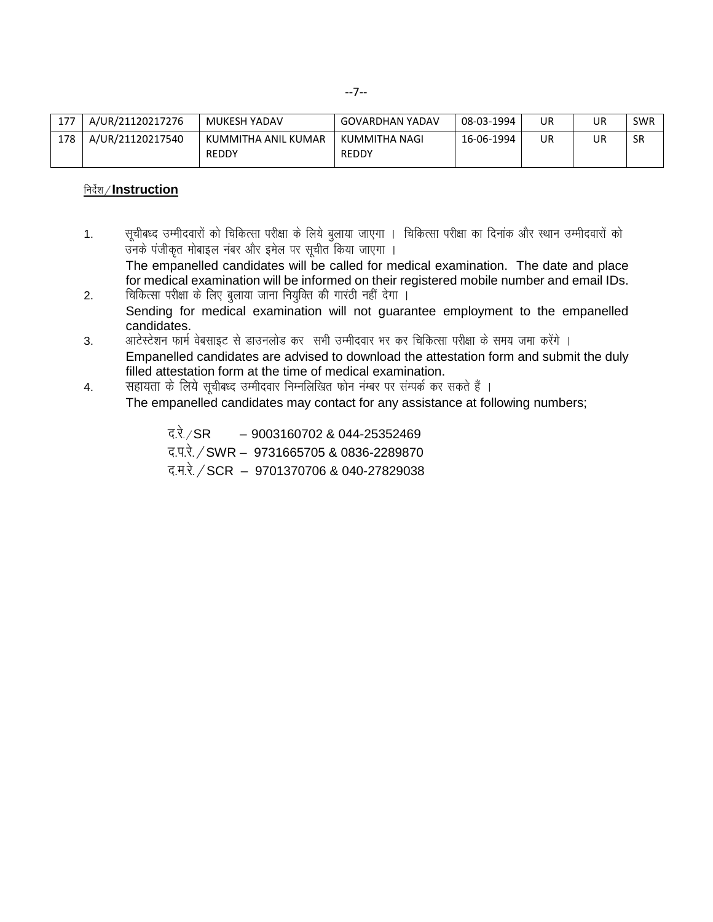| | | | | | | | |
|---|---|---|---|---|---|---|---|
| 177 | A/UR/21120217276 | MUKESH YADAV | GOVARDHAN YADAV | 08-03-1994 | UR | UR | SWR |
| 178 | A/UR/21120217540 | KUMMITHA ANIL KUMAR REDDY | KUMMITHA NAGI REDDY | 16-06-1994 | UR | UR | SR |

## निर्देश/**Instruction**

1. सूचीबध्द उम्मीदवारों को चिकित्सा परीक्षा के लिये बुलाया जाएगा । चिकित्सा परीक्षा का दिनांक और स्थान उम्मीदवारों को उनके पंजीकृत मोबाइल नंबर और इमेल पर सूचीत किया जाएगा ।
   The empanelled candidates will be called for medical examination. The date and place for medical examination will be informed on their registered mobile number and email IDs.
2. चिकित्सा परीक्षा के लिए बुलाया जाना नियुक्ति की गारंठी नहीं देगा ।
   Sending for medical examination will not guarantee employment to the empanelled candidates.
3. आटेस्टेशन फार्म वेबसाइट से डाउनलोड कर सभी उम्मीदवार भर कर चिकित्सा परीक्षा के समय जमा करेंगे ।
   Empanelled candidates are advised to download the attestation form and submit the duly filled attestation form at the time of medical examination.
4. सहायता के लिये सूचीबध्द उम्मीदवार निम्नलिखित फोन नंम्बर पर संम्पर्क कर सकते हैं ।
   The empanelled candidates may contact for any assistance at following numbers;

   द.रे./SR – 9003160702 & 044-25352469
   द.प.रे./SWR – 9731665705 & 0836-2289870
   द.म.रे./SCR – 9701370706 & 040-27829038